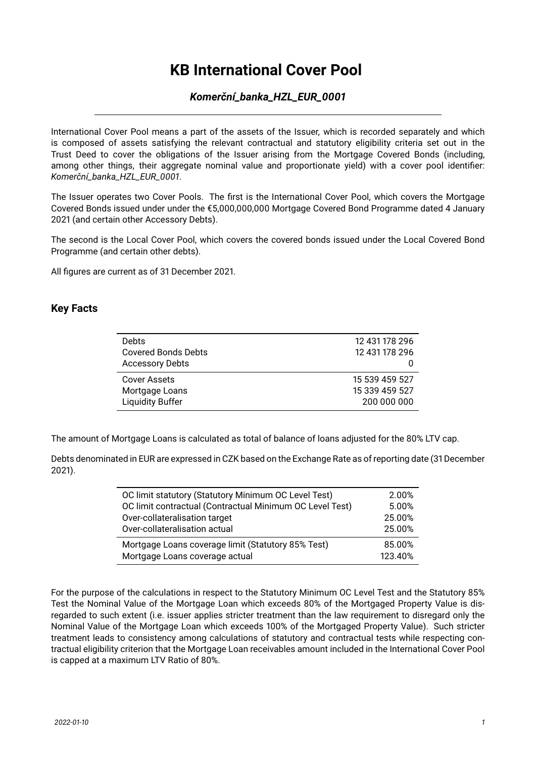# KB International Cover Pool

## *Komerční_banka_HZL_EUR_0001*

International Cover Pool means a part of the assets of the Issuer, which is recorded separately and which is composed of assets satisfying the relevant contractual and statutory eligibility criteria set out in the Trust Deed to cover the obligations of the Issuer arising from the Mortgage Covered Bonds (including, among other things, their aggregate nominal value and proportionate yield) with a cover pool identifier: *Komerční_banka_HZL_EUR_0001*.

The Issuer operates two Cover Pools. The first is the International Cover Pool, which covers the Mortgage Covered Bonds issued under under the €5,000,000,000 Mortgage Covered Bond Programme dated 4 January 2021 (and certain other Accessory Debts).

The second is the Local Cover Pool, which covers the covered bonds issued under the Local Covered Bond Programme (and certain other debts).

All figures are current as of 31 December 2021.

### Key Facts

| | |
|---|---:|
| Debts | 12 431 178 296 |
| Covered Bonds Debts | 12 431 178 296 |
| Accessory Debts | 0 |
| Cover Assets | 15 539 459 527 |
| Mortgage Loans | 15 339 459 527 |
| Liquidity Buffer | 200 000 000 |

The amount of Mortgage Loans is calculated as total of balance of loans adjusted for the 80% LTV cap.

Debts denominated in EUR are expressed in CZK based on the Exchange Rate as of reporting date (31 December 2021).

| | |
|---|---:|
| OC limit statutory (Statutory Minimum OC Level Test) | 2.00% |
| OC limit contractual (Contractual Minimum OC Level Test) | 5.00% |
| Over-collateralisation target | 25.00% |
| Over-collateralisation actual | 25.00% |
| Mortgage Loans coverage limit (Statutory 85% Test) | 85.00% |
| Mortgage Loans coverage actual | 123.40% |

For the purpose of the calculations in respect to the Statutory Minimum OC Level Test and the Statutory 85% Test the Nominal Value of the Mortgage Loan which exceeds 80% of the Mortgaged Property Value is disregarded to such extent (i.e. issuer applies stricter treatment than the law requirement to disregard only the Nominal Value of the Mortgage Loan which exceeds 100% of the Mortgaged Property Value). Such stricter treatment leads to consistency among calculations of statutory and contractual tests while respecting contractual eligibility criterion that the Mortgage Loan receivables amount included in the International Cover Pool is capped at a maximum LTV Ratio of 80%.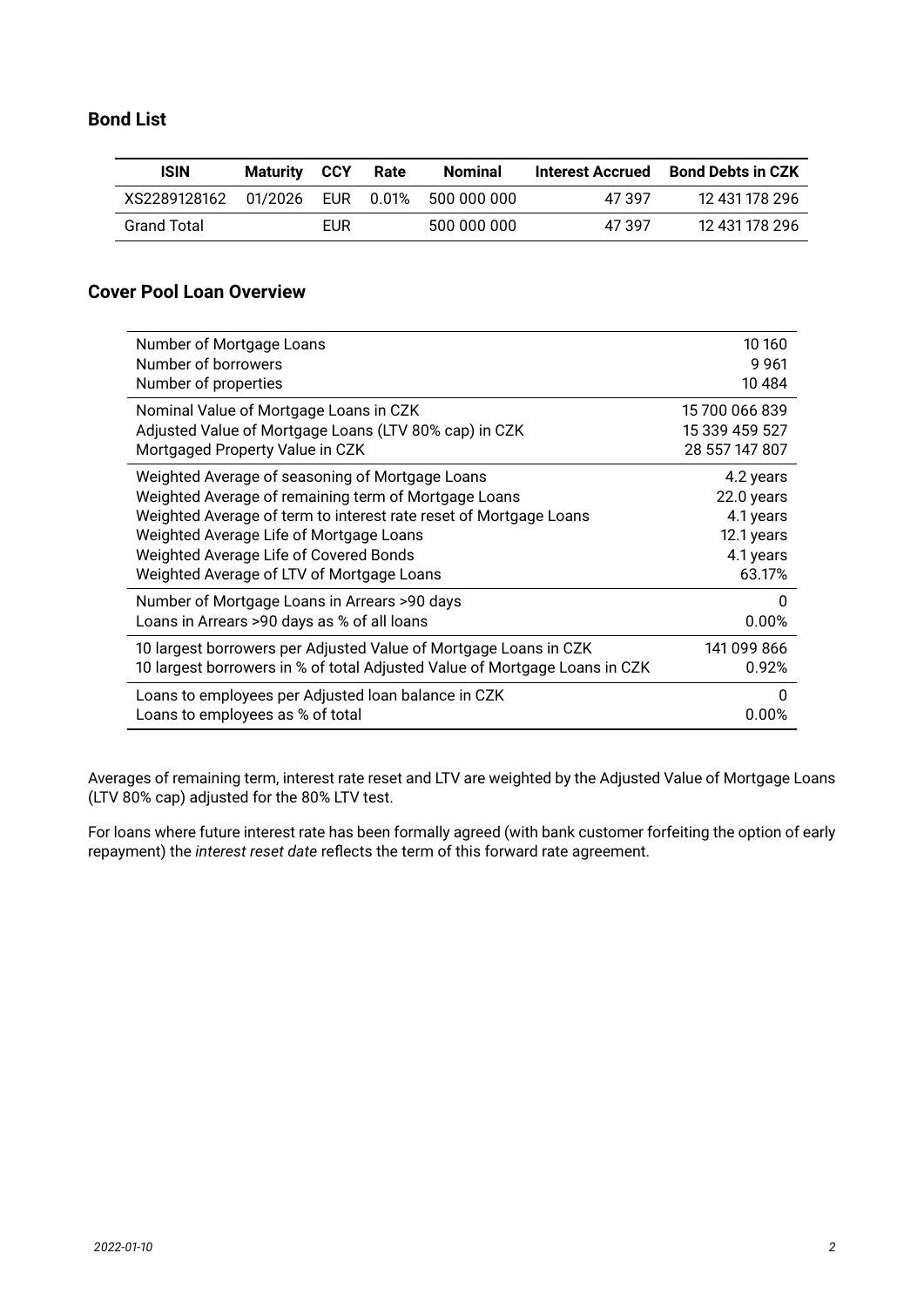## Bond List

| ISIN | Maturity | CCY | Rate | Nominal | Interest Accrued | Bond Debts in CZK |
|---|---|---|---|---|---|---|
| XS2289128162 | 01/2026 | EUR | 0.01% | 500 000 000 | 47 397 | 12 431 178 296 |
| Grand Total | | EUR | | 500 000 000 | 47 397 | 12 431 178 296 |

## Cover Pool Loan Overview

| | |
|---|---|
| Number of Mortgage Loans | 10 160 |
| Number of borrowers | 9 961 |
| Number of properties | 10 484 |
| Nominal Value of Mortgage Loans in CZK | 15 700 066 839 |
| Adjusted Value of Mortgage Loans (LTV 80% cap) in CZK | 15 339 459 527 |
| Mortgaged Property Value in CZK | 28 557 147 807 |
| Weighted Average of seasoning of Mortgage Loans | 4.2 years |
| Weighted Average of remaining term of Mortgage Loans | 22.0 years |
| Weighted Average of term to interest rate reset of Mortgage Loans | 4.1 years |
| Weighted Average Life of Mortgage Loans | 12.1 years |
| Weighted Average Life of Covered Bonds | 4.1 years |
| Weighted Average of LTV of Mortgage Loans | 63.17% |
| Number of Mortgage Loans in Arrears >90 days | 0 |
| Loans in Arrears >90 days as % of all loans | 0.00% |
| 10 largest borrowers per Adjusted Value of Mortgage Loans in CZK | 141 099 866 |
| 10 largest borrowers in % of total Adjusted Value of Mortgage Loans in CZK | 0.92% |
| Loans to employees per Adjusted loan balance in CZK | 0 |
| Loans to employees as % of total | 0.00% |

Averages of remaining term, interest rate reset and LTV are weighted by the Adjusted Value of Mortgage Loans (LTV 80% cap) adjusted for the 80% LTV test.

For loans where future interest rate has been formally agreed (with bank customer forfeiting the option of early repayment) the *interest reset date* reflects the term of this forward rate agreement.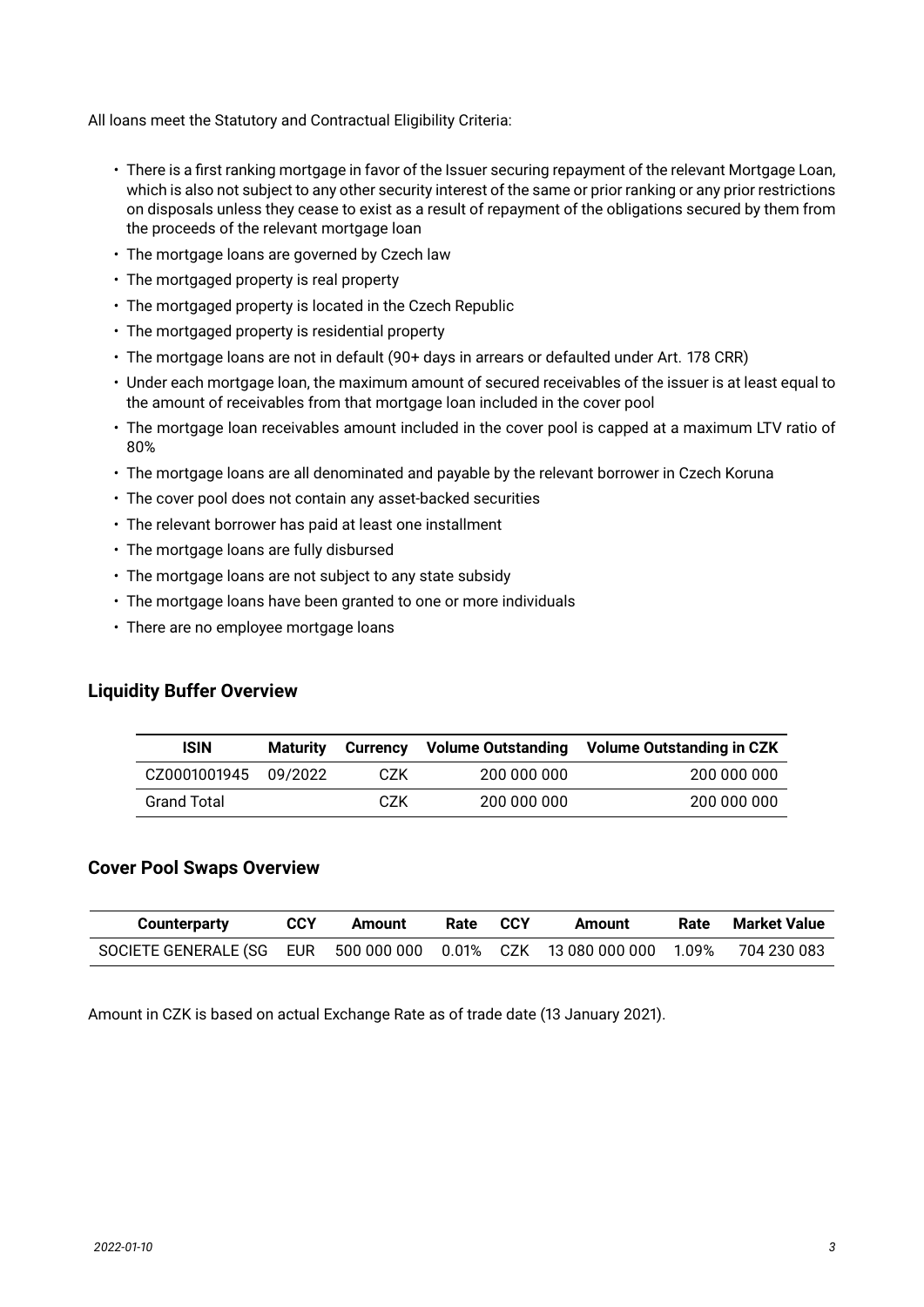All loans meet the Statutory and Contractual Eligibility Criteria:

- There is a first ranking mortgage in favor of the Issuer securing repayment of the relevant Mortgage Loan, which is also not subject to any other security interest of the same or prior ranking or any prior restrictions on disposals unless they cease to exist as a result of repayment of the obligations secured by them from the proceeds of the relevant mortgage loan
- The mortgage loans are governed by Czech law
- The mortgaged property is real property
- The mortgaged property is located in the Czech Republic
- The mortgaged property is residential property
- The mortgage loans are not in default (90+ days in arrears or defaulted under Art. 178 CRR)
- Under each mortgage loan, the maximum amount of secured receivables of the issuer is at least equal to the amount of receivables from that mortgage loan included in the cover pool
- The mortgage loan receivables amount included in the cover pool is capped at a maximum LTV ratio of 80%
- The mortgage loans are all denominated and payable by the relevant borrower in Czech Koruna
- The cover pool does not contain any asset-backed securities
- The relevant borrower has paid at least one installment
- The mortgage loans are fully disbursed
- The mortgage loans are not subject to any state subsidy
- The mortgage loans have been granted to one or more individuals
- There are no employee mortgage loans

## Liquidity Buffer Overview

| ISIN | Maturity | Currency | Volume Outstanding | Volume Outstanding in CZK |
|---|---|---|---|---|
| CZ0001001945 | 09/2022 | CZK | 200 000 000 | 200 000 000 |
| Grand Total | | CZK | 200 000 000 | 200 000 000 |

## Cover Pool Swaps Overview

| Counterparty | CCY | Amount | Rate | CCY | Amount | Rate | Market Value |
|---|---|---|---|---|---|---|---|
| SOCIETE GENERALE (SG | EUR | 500 000 000 | 0.01% | CZK | 13 080 000 000 | 1.09% | 704 230 083 |

Amount in CZK is based on actual Exchange Rate as of trade date (13 January 2021).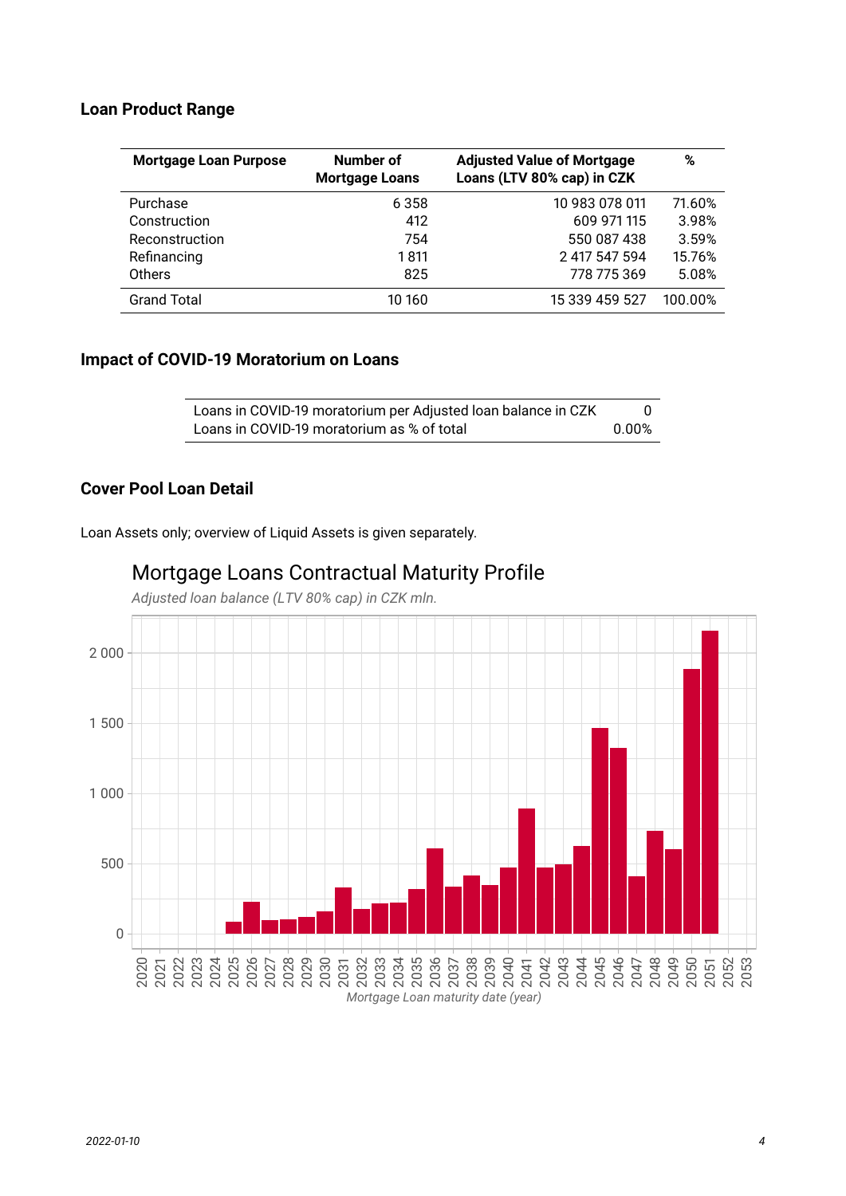## Loan Product Range

| Mortgage Loan Purpose | Number of Mortgage Loans | Adjusted Value of Mortgage Loans (LTV 80% cap) in CZK | % |
|---|---|---|---|
| Purchase | 6 358 | 10 983 078 011 | 71.60% |
| Construction | 412 | 609 971 115 | 3.98% |
| Reconstruction | 754 | 550 087 438 | 3.59% |
| Refinancing | 1 811 | 2 417 547 594 | 15.76% |
| Others | 825 | 778 775 369 | 5.08% |
| Grand Total | 10 160 | 15 339 459 527 | 100.00% |

## Impact of COVID-19 Moratorium on Loans

| | |
|---|---|
| Loans in COVID-19 moratorium per Adjusted loan balance in CZK | 0 |
| Loans in COVID-19 moratorium as % of total | 0.00% |

## Cover Pool Loan Detail

Loan Assets only; overview of Liquid Assets is given separately.

Mortgage Loans Contractual Maturity Profile

*Adjusted loan balance (LTV 80% cap) in CZK mln.*

*Mortgage Loan maturity date (year)*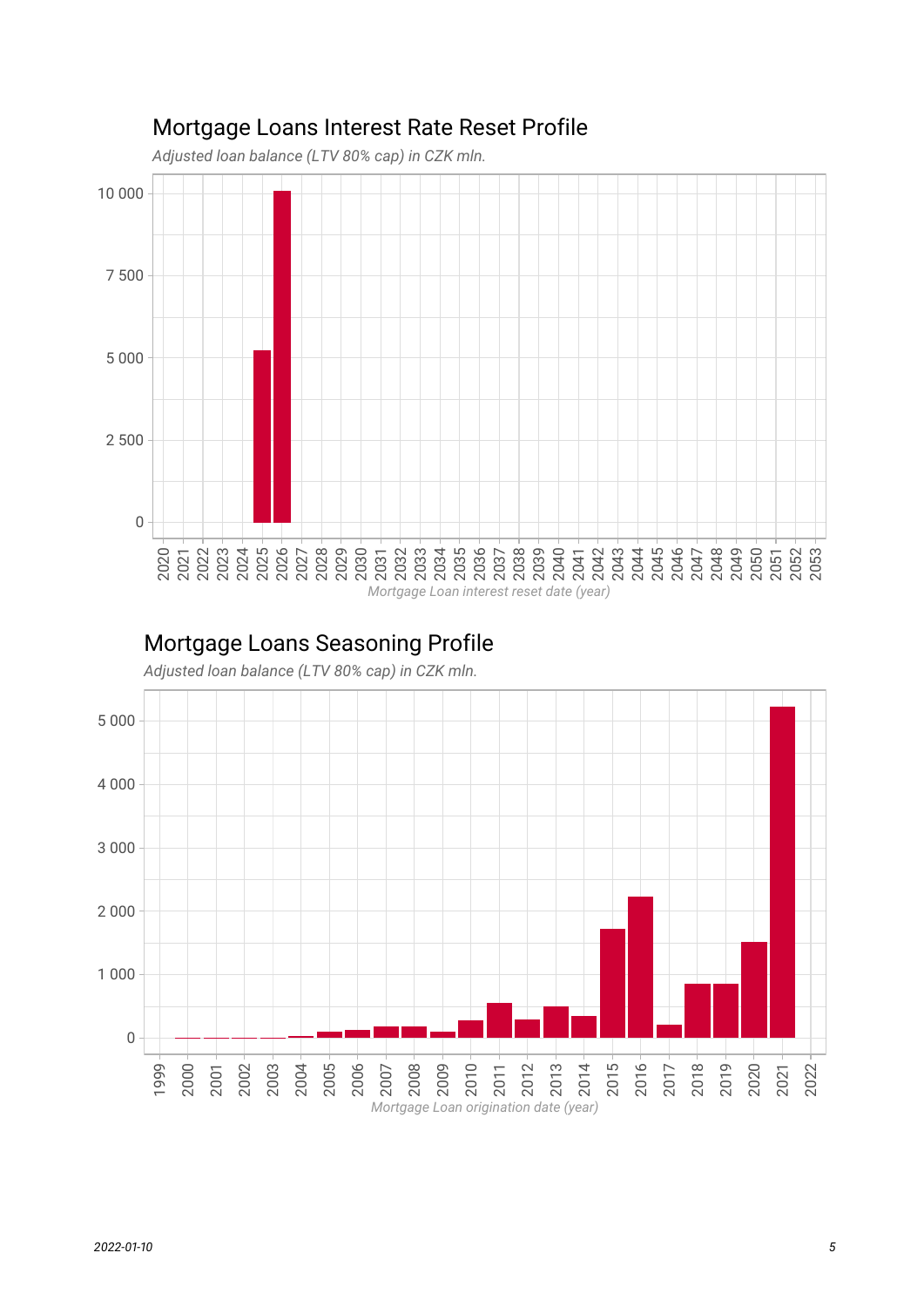## Mortgage Loans Interest Rate Reset Profile

*Adjusted loan balance (LTV 80% cap) in CZK mln.*

*Mortgage Loan interest reset date (year)*

## Mortgage Loans Seasoning Profile

*Adjusted loan balance (LTV 80% cap) in CZK mln.*

*Mortgage Loan origination date (year)*

*2022-01-10*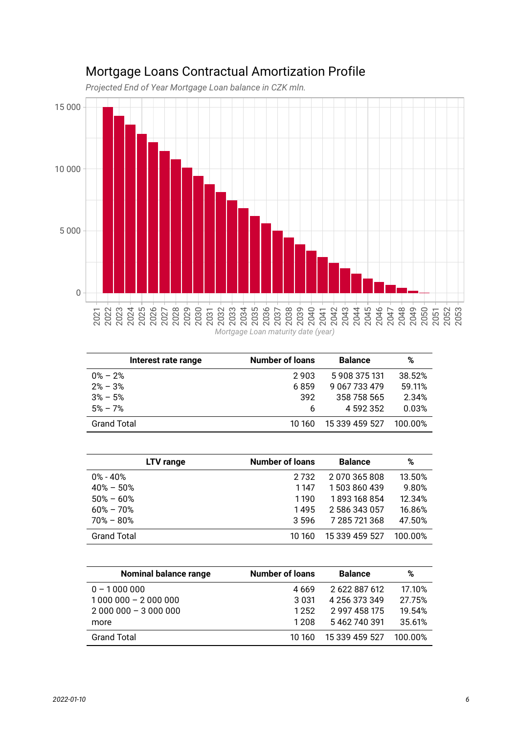## Mortgage Loans Contractual Amortization Profile

*Projected End of Year Mortgage Loan balance in CZK mln.*

*Mortgage Loan maturity date (year)*

| Interest rate range | Number of loans | Balance | % |
|---|---:|---:|---:|
| 0% – 2% | 2 903 | 5 908 375 131 | 38.52% |
| 2% – 3% | 6 859 | 9 067 733 479 | 59.11% |
| 3% – 5% | 392 | 358 758 565 | 2.34% |
| 5% – 7% | 6 | 4 592 352 | 0.03% |
| Grand Total | 10 160 | 15 339 459 527 | 100.00% |

| LTV range | Number of loans | Balance | % |
|---|---:|---:|---:|
| 0% - 40% | 2 732 | 2 070 365 808 | 13.50% |
| 40% – 50% | 1 147 | 1 503 860 439 | 9.80% |
| 50% – 60% | 1 190 | 1 893 168 854 | 12.34% |
| 60% – 70% | 1 495 | 2 586 343 057 | 16.86% |
| 70% – 80% | 3 596 | 7 285 721 368 | 47.50% |
| Grand Total | 10 160 | 15 339 459 527 | 100.00% |

| Nominal balance range | Number of loans | Balance | % |
|---|---:|---:|---:|
| 0 – 1 000 000 | 4 669 | 2 622 887 612 | 17.10% |
| 1 000 000 – 2 000 000 | 3 031 | 4 256 373 349 | 27.75% |
| 2 000 000 – 3 000 000 | 1 252 | 2 997 458 175 | 19.54% |
| more | 1 208 | 5 462 740 391 | 35.61% |
| Grand Total | 10 160 | 15 339 459 527 | 100.00% |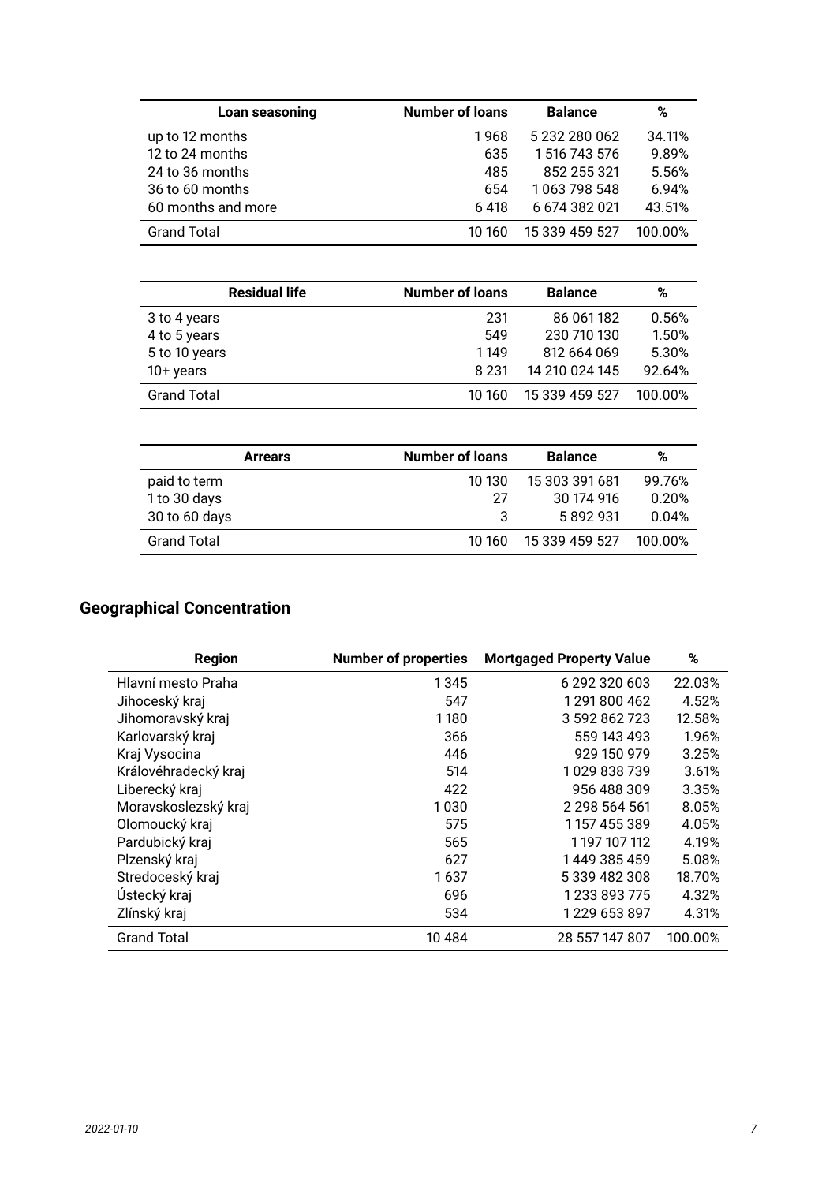| Loan seasoning | Number of loans | Balance | % |
|---|---|---|---|
| up to 12 months | 1 968 | 5 232 280 062 | 34.11% |
| 12 to 24 months | 635 | 1 516 743 576 | 9.89% |
| 24 to 36 months | 485 | 852 255 321 | 5.56% |
| 36 to 60 months | 654 | 1 063 798 548 | 6.94% |
| 60 months and more | 6 418 | 6 674 382 021 | 43.51% |
| Grand Total | 10 160 | 15 339 459 527 | 100.00% |

| Residual life | Number of loans | Balance | % |
|---|---|---|---|
| 3 to 4 years | 231 | 86 061 182 | 0.56% |
| 4 to 5 years | 549 | 230 710 130 | 1.50% |
| 5 to 10 years | 1 149 | 812 664 069 | 5.30% |
| 10+ years | 8 231 | 14 210 024 145 | 92.64% |
| Grand Total | 10 160 | 15 339 459 527 | 100.00% |

| Arrears | Number of loans | Balance | % |
|---|---|---|---|
| paid to term | 10 130 | 15 303 391 681 | 99.76% |
| 1 to 30 days | 27 | 30 174 916 | 0.20% |
| 30 to 60 days | 3 | 5 892 931 | 0.04% |
| Grand Total | 10 160 | 15 339 459 527 | 100.00% |

## Geographical Concentration

| Region | Number of properties | Mortgaged Property Value | % |
|---|---|---|---|
| Hlavní mesto Praha | 1 345 | 6 292 320 603 | 22.03% |
| Jihoceský kraj | 547 | 1 291 800 462 | 4.52% |
| Jihomoravský kraj | 1 180 | 3 592 862 723 | 12.58% |
| Karlovarský kraj | 366 | 559 143 493 | 1.96% |
| Kraj Vysocina | 446 | 929 150 979 | 3.25% |
| Královéhradecký kraj | 514 | 1 029 838 739 | 3.61% |
| Liberecký kraj | 422 | 956 488 309 | 3.35% |
| Moravskoslezský kraj | 1 030 | 2 298 564 561 | 8.05% |
| Olomoucký kraj | 575 | 1 157 455 389 | 4.05% |
| Pardubický kraj | 565 | 1 197 107 112 | 4.19% |
| Plzenský kraj | 627 | 1 449 385 459 | 5.08% |
| Stredoceský kraj | 1 637 | 5 339 482 308 | 18.70% |
| Ústecký kraj | 696 | 1 233 893 775 | 4.32% |
| Zlínský kraj | 534 | 1 229 653 897 | 4.31% |
| Grand Total | 10 484 | 28 557 147 807 | 100.00% |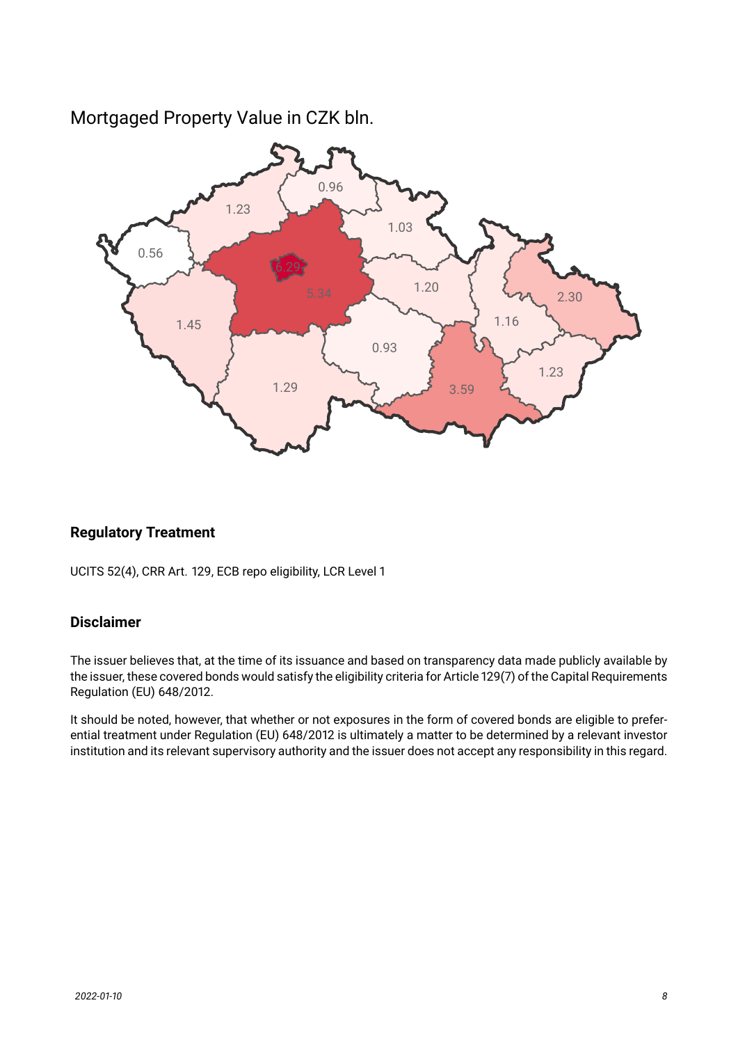## Mortgaged Property Value in CZK bln.

0.96
1.23
1.03
0.56
6.29
5.34
1.20
2.30
1.16
1.45
0.93
1.23
1.29
3.59

### Regulatory Treatment

UCITS 52(4), CRR Art. 129, ECB repo eligibility, LCR Level 1

### Disclaimer

The issuer believes that, at the time of its issuance and based on transparency data made publicly available by the issuer, these covered bonds would satisfy the eligibility criteria for Article 129(7) of the Capital Requirements Regulation (EU) 648/2012.

It should be noted, however, that whether or not exposures in the form of covered bonds are eligible to preferential treatment under Regulation (EU) 648/2012 is ultimately a matter to be determined by a relevant investor institution and its relevant supervisory authority and the issuer does not accept any responsibility in this regard.

*2022-01-10*